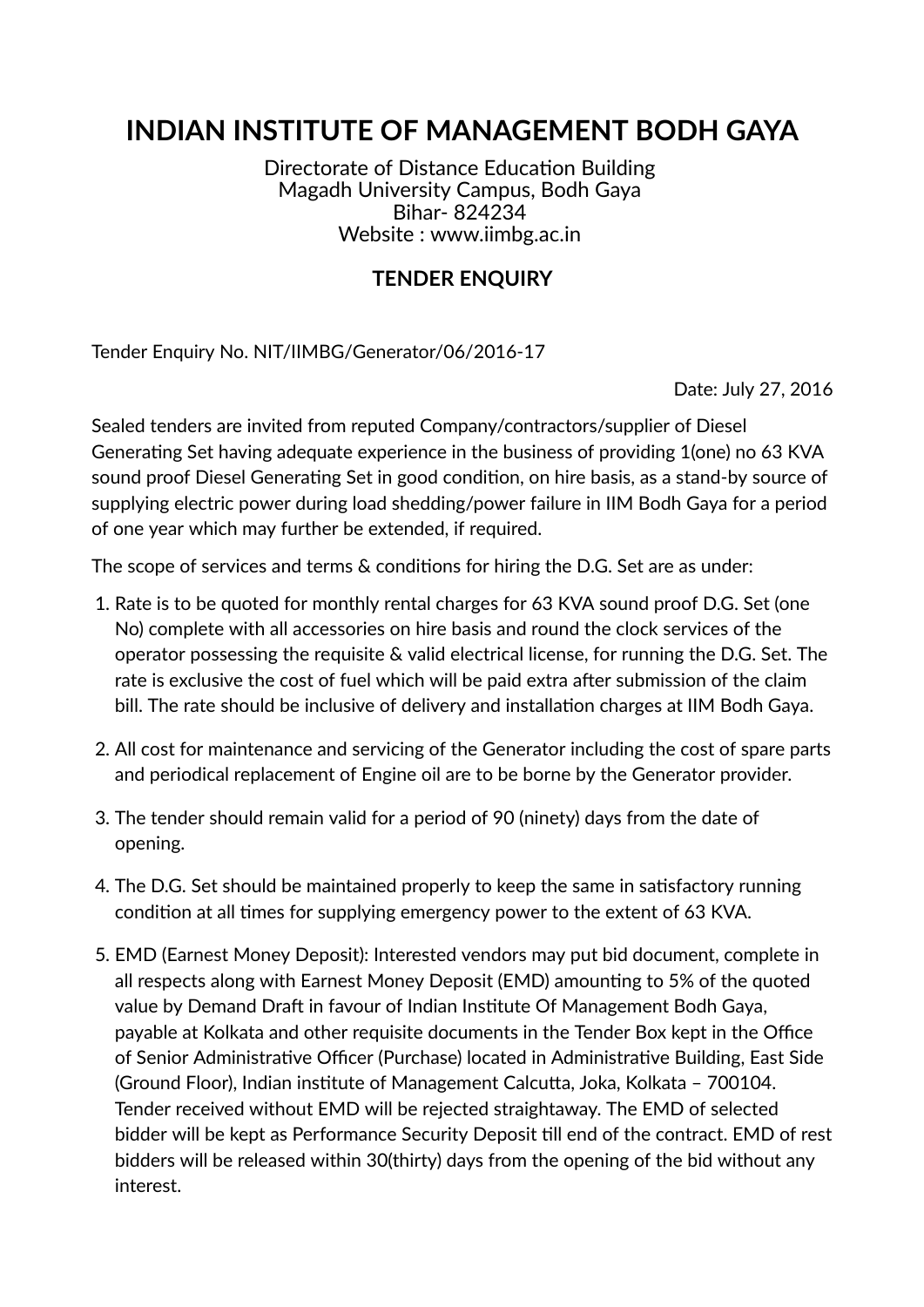# INDIAN INSTITUTE OF MANAGEMENT BODH GAYA

Directorate of Distance Education Building
Magadh University Campus, Bodh Gaya
Bihar- 824234
Website : www.iimbg.ac.in

## TENDER ENQUIRY

Tender Enquiry No. NIT/IIMBG/Generator/06/2016-17

Date: July 27, 2016

Sealed tenders are invited from reputed Company/contractors/supplier of Diesel Generating Set having adequate experience in the business of providing 1(one) no 63 KVA sound proof Diesel Generating Set in good condition, on hire basis, as a stand-by source of supplying electric power during load shedding/power failure in IIM Bodh Gaya for a period of one year which may further be extended, if required.

The scope of services and terms & conditions for hiring the D.G. Set are as under:

1. Rate is to be quoted for monthly rental charges for 63 KVA sound proof D.G. Set (one No) complete with all accessories on hire basis and round the clock services of the operator possessing the requisite & valid electrical license, for running the D.G. Set. The rate is exclusive the cost of fuel which will be paid extra after submission of the claim bill. The rate should be inclusive of delivery and installation charges at IIM Bodh Gaya.

2. All cost for maintenance and servicing of the Generator including the cost of spare parts and periodical replacement of Engine oil are to be borne by the Generator provider.

3. The tender should remain valid for a period of 90 (ninety) days from the date of opening.

4. The D.G. Set should be maintained properly to keep the same in satisfactory running condition at all times for supplying emergency power to the extent of 63 KVA.

5. EMD (Earnest Money Deposit): Interested vendors may put bid document, complete in all respects along with Earnest Money Deposit (EMD) amounting to 5% of the quoted value by Demand Draft in favour of Indian Institute Of Management Bodh Gaya, payable at Kolkata and other requisite documents in the Tender Box kept in the Office of Senior Administrative Officer (Purchase) located in Administrative Building, East Side (Ground Floor), Indian institute of Management Calcutta, Joka, Kolkata – 700104. Tender received without EMD will be rejected straightaway. The EMD of selected bidder will be kept as Performance Security Deposit till end of the contract. EMD of rest bidders will be released within 30(thirty) days from the opening of the bid without any interest.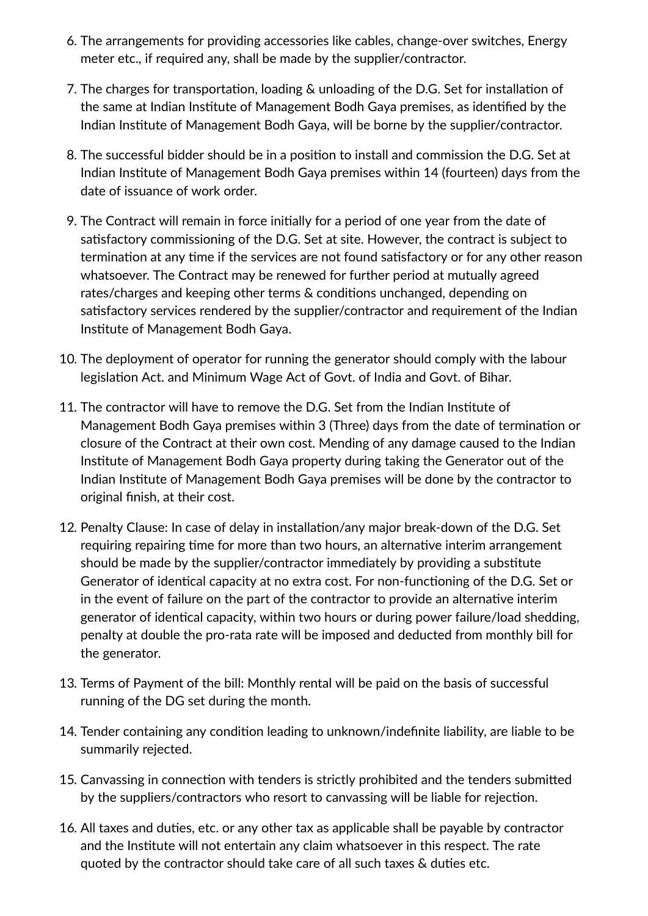6. The arrangements for providing accessories like cables, change-over switches, Energy meter etc., if required any, shall be made by the supplier/contractor.

7. The charges for transportation, loading & unloading of the D.G. Set for installation of the same at Indian Institute of Management Bodh Gaya premises, as identified by the Indian Institute of Management Bodh Gaya, will be borne by the supplier/contractor.

8. The successful bidder should be in a position to install and commission the D.G. Set at Indian Institute of Management Bodh Gaya premises within 14 (fourteen) days from the date of issuance of work order.

9. The Contract will remain in force initially for a period of one year from the date of satisfactory commissioning of the D.G. Set at site. However, the contract is subject to termination at any time if the services are not found satisfactory or for any other reason whatsoever. The Contract may be renewed for further period at mutually agreed rates/charges and keeping other terms & conditions unchanged, depending on satisfactory services rendered by the supplier/contractor and requirement of the Indian Institute of Management Bodh Gaya.

10. The deployment of operator for running the generator should comply with the labour legislation Act. and Minimum Wage Act of Govt. of India and Govt. of Bihar.

11. The contractor will have to remove the D.G. Set from the Indian Institute of Management Bodh Gaya premises within 3 (Three) days from the date of termination or closure of the Contract at their own cost. Mending of any damage caused to the Indian Institute of Management Bodh Gaya property during taking the Generator out of the Indian Institute of Management Bodh Gaya premises will be done by the contractor to original finish, at their cost.

12. Penalty Clause: In case of delay in installation/any major break-down of the D.G. Set requiring repairing time for more than two hours, an alternative interim arrangement should be made by the supplier/contractor immediately by providing a substitute Generator of identical capacity at no extra cost. For non-functioning of the D.G. Set or in the event of failure on the part of the contractor to provide an alternative interim generator of identical capacity, within two hours or during power failure/load shedding, penalty at double the pro-rata rate will be imposed and deducted from monthly bill for the generator.

13. Terms of Payment of the bill: Monthly rental will be paid on the basis of successful running of the DG set during the month.

14. Tender containing any condition leading to unknown/indefinite liability, are liable to be summarily rejected.

15. Canvassing in connection with tenders is strictly prohibited and the tenders submitted by the suppliers/contractors who resort to canvassing will be liable for rejection.

16. All taxes and duties, etc. or any other tax as applicable shall be payable by contractor and the Institute will not entertain any claim whatsoever in this respect. The rate quoted by the contractor should take care of all such taxes & duties etc.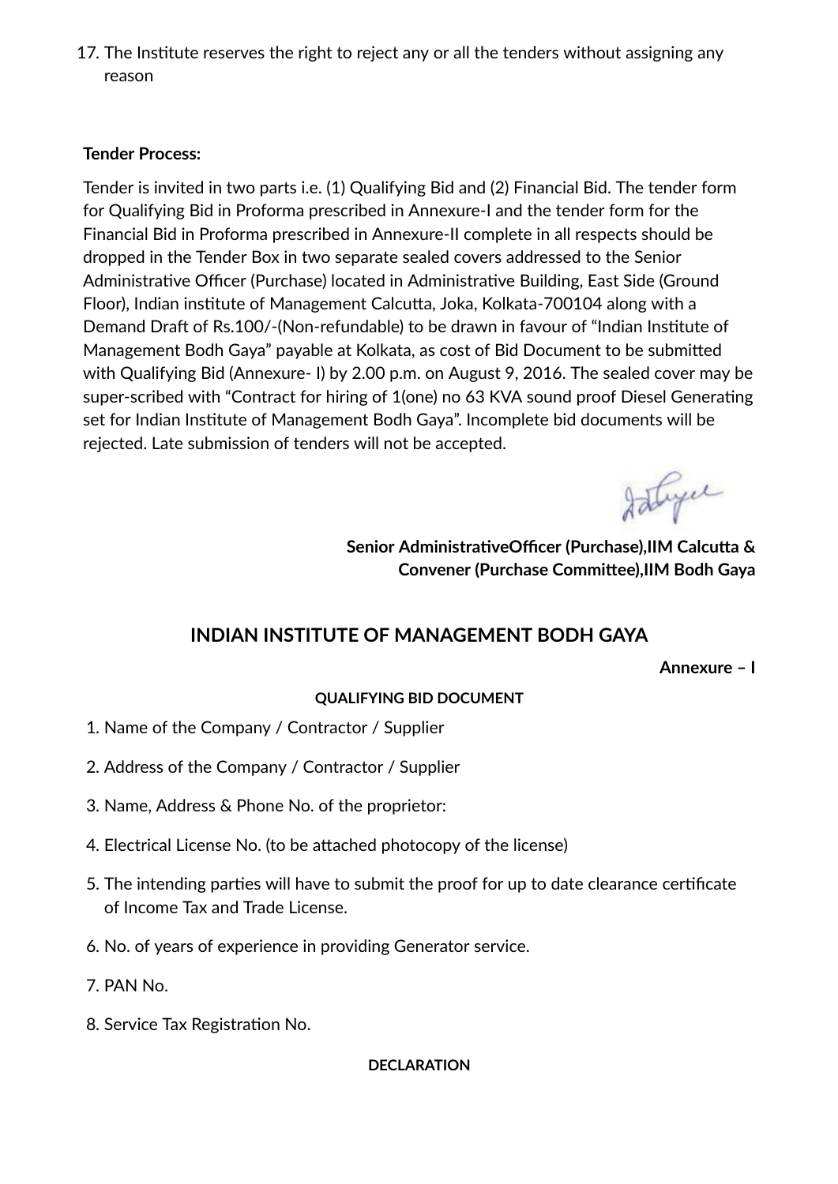17. The Institute reserves the right to reject any or all the tenders without assigning any reason

**Tender Process:**

Tender is invited in two parts i.e. (1) Qualifying Bid and (2) Financial Bid. The tender form for Qualifying Bid in Proforma prescribed in Annexure-I and the tender form for the Financial Bid in Proforma prescribed in Annexure-II complete in all respects should be dropped in the Tender Box in two separate sealed covers addressed to the Senior Administrative Officer (Purchase) located in Administrative Building, East Side (Ground Floor), Indian institute of Management Calcutta, Joka, Kolkata-700104 along with a Demand Draft of Rs.100/-(Non-refundable) to be drawn in favour of "Indian Institute of Management Bodh Gaya" payable at Kolkata, as cost of Bid Document to be submitted with Qualifying Bid (Annexure- I) by 2.00 p.m. on August 9, 2016. The sealed cover may be super-scribed with "Contract for hiring of 1(one) no 63 KVA sound proof Diesel Generating set for Indian Institute of Management Bodh Gaya". Incomplete bid documents will be rejected. Late submission of tenders will not be accepted.

**Senior AdministrativeOfficer (Purchase),IIM Calcutta &**
**Convener (Purchase Committee),IIM Bodh Gaya**

## INDIAN INSTITUTE OF MANAGEMENT BODH GAYA

**Annexure – I**

**QUALIFYING BID DOCUMENT**

1. Name of the Company / Contractor / Supplier
2. Address of the Company / Contractor / Supplier
3. Name, Address & Phone No. of the proprietor:
4. Electrical License No. (to be attached photocopy of the license)
5. The intending parties will have to submit the proof for up to date clearance certificate of Income Tax and Trade License.
6. No. of years of experience in providing Generator service.
7. PAN No.
8. Service Tax Registration No.

**DECLARATION**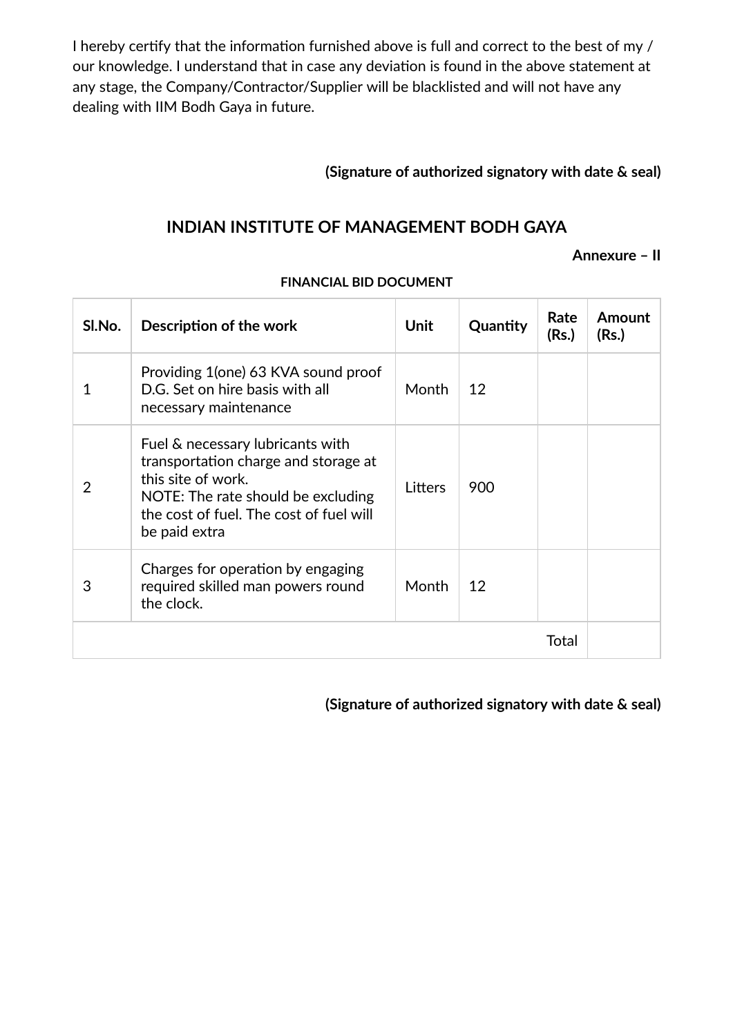I hereby certify that the information furnished above is full and correct to the best of my / our knowledge. I understand that in case any deviation is found in the above statement at any stage, the Company/Contractor/Supplier will be blacklisted and will not have any dealing with IIM Bodh Gaya in future.

**(Signature of authorized signatory with date & seal)**

## INDIAN INSTITUTE OF MANAGEMENT BODH GAYA

**Annexure – II**

**FINANCIAL BID DOCUMENT**

| Sl.No. | Description of the work | Unit | Quantity | Rate (Rs.) | Amount (Rs.) |
|---|---|---|---|---|---|
| 1 | Providing 1(one) 63 KVA sound proof D.G. Set on hire basis with all necessary maintenance | Month | 12 | | |
| 2 | Fuel & necessary lubricants with transportation charge and storage at this site of work.<br>NOTE: The rate should be excluding the cost of fuel. The cost of fuel will be paid extra | Litters | 900 | | |
| 3 | Charges for operation by engaging required skilled man powers round the clock. | Month | 12 | | |
| | | | | Total | |

**(Signature of authorized signatory with date & seal)**